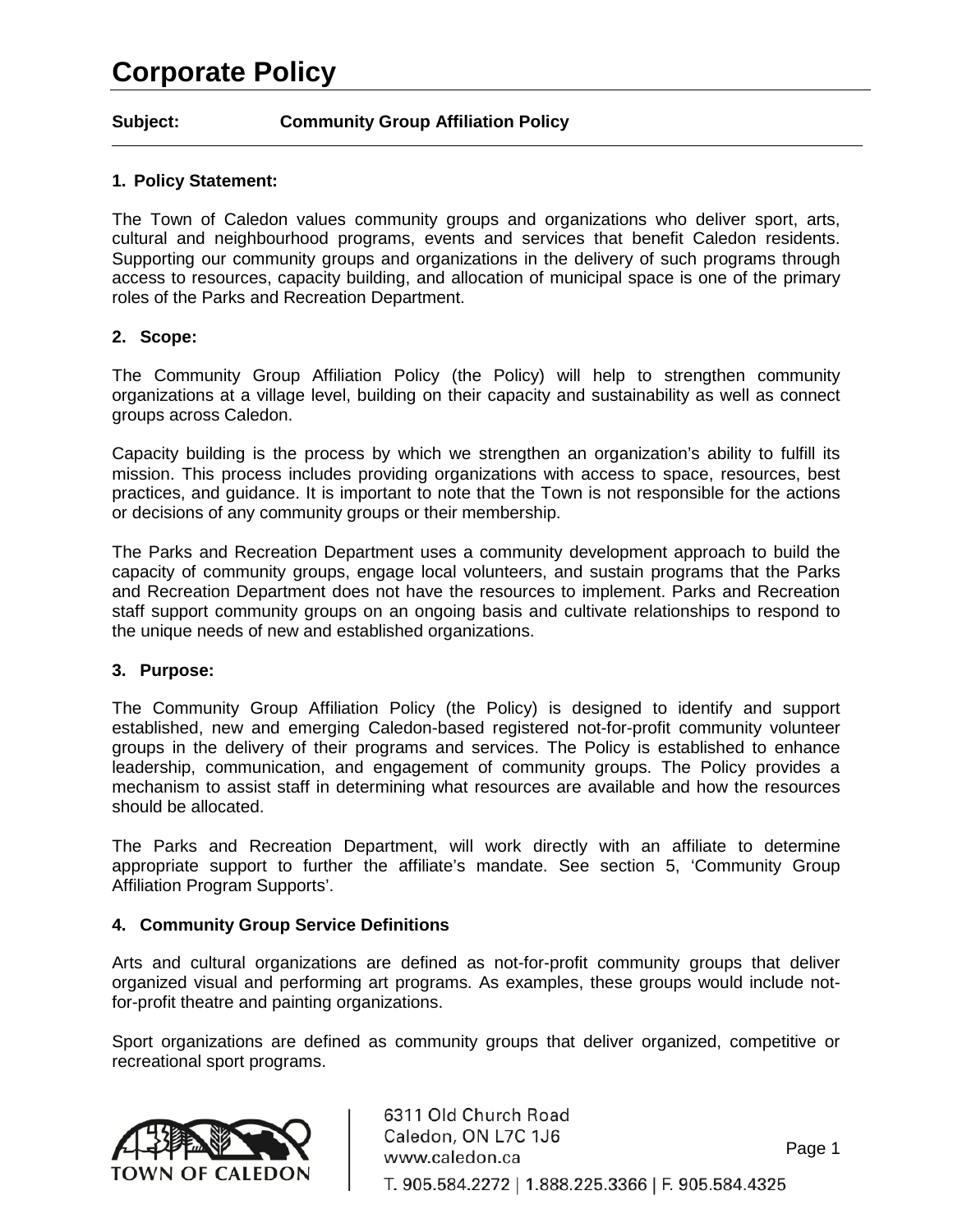# Corporate Policy

**Subject:** **Community Group Affiliation Policy**

## 1. Policy Statement:

The Town of Caledon values community groups and organizations who deliver sport, arts, cultural and neighbourhood programs, events and services that benefit Caledon residents. Supporting our community groups and organizations in the delivery of such programs through access to resources, capacity building, and allocation of municipal space is one of the primary roles of the Parks and Recreation Department.

## 2. Scope:

The Community Group Affiliation Policy (the Policy) will help to strengthen community organizations at a village level, building on their capacity and sustainability as well as connect groups across Caledon.

Capacity building is the process by which we strengthen an organization's ability to fulfill its mission. This process includes providing organizations with access to space, resources, best practices, and guidance. It is important to note that the Town is not responsible for the actions or decisions of any community groups or their membership.

The Parks and Recreation Department uses a community development approach to build the capacity of community groups, engage local volunteers, and sustain programs that the Parks and Recreation Department does not have the resources to implement. Parks and Recreation staff support community groups on an ongoing basis and cultivate relationships to respond to the unique needs of new and established organizations.

## 3. Purpose:

The Community Group Affiliation Policy (the Policy) is designed to identify and support established, new and emerging Caledon-based registered not-for-profit community volunteer groups in the delivery of their programs and services. The Policy is established to enhance leadership, communication, and engagement of community groups. The Policy provides a mechanism to assist staff in determining what resources are available and how the resources should be allocated.

The Parks and Recreation Department, will work directly with an affiliate to determine appropriate support to further the affiliate's mandate. See section 5, 'Community Group Affiliation Program Supports'.

## 4. Community Group Service Definitions

Arts and cultural organizations are defined as not-for-profit community groups that deliver organized visual and performing art programs. As examples, these groups would include not-for-profit theatre and painting organizations.

Sport organizations are defined as community groups that deliver organized, competitive or recreational sport programs.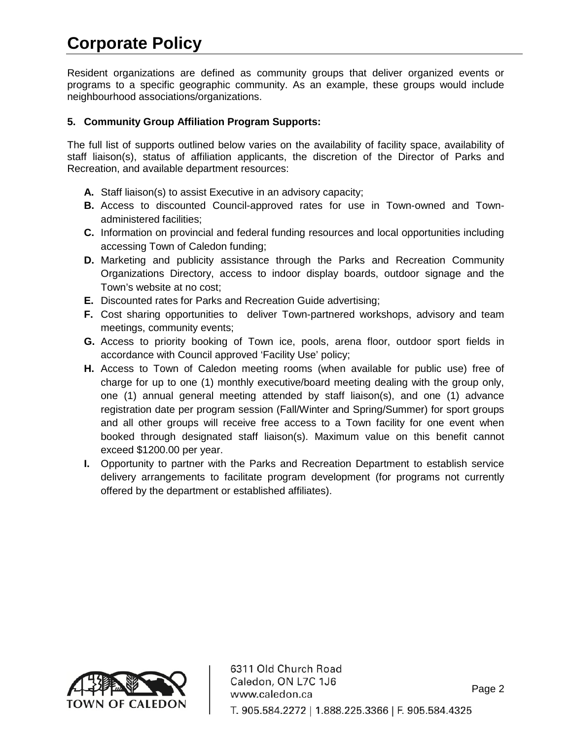Resident organizations are defined as community groups that deliver organized events or programs to a specific geographic community. As an example, these groups would include neighbourhood associations/organizations.

### 5. Community Group Affiliation Program Supports:

The full list of supports outlined below varies on the availability of facility space, availability of staff liaison(s), status of affiliation applicants, the discretion of the Director of Parks and Recreation, and available department resources:

- **A.** Staff liaison(s) to assist Executive in an advisory capacity;
- **B.** Access to discounted Council-approved rates for use in Town-owned and Town-administered facilities;
- **C.** Information on provincial and federal funding resources and local opportunities including accessing Town of Caledon funding;
- **D.** Marketing and publicity assistance through the Parks and Recreation Community Organizations Directory, access to indoor display boards, outdoor signage and the Town's website at no cost;
- **E.** Discounted rates for Parks and Recreation Guide advertising;
- **F.** Cost sharing opportunities to deliver Town-partnered workshops, advisory and team meetings, community events;
- **G.** Access to priority booking of Town ice, pools, arena floor, outdoor sport fields in accordance with Council approved 'Facility Use' policy;
- **H.** Access to Town of Caledon meeting rooms (when available for public use) free of charge for up to one (1) monthly executive/board meeting dealing with the group only, one (1) annual general meeting attended by staff liaison(s), and one (1) advance registration date per program session (Fall/Winter and Spring/Summer) for sport groups and all other groups will receive free access to a Town facility for one event when booked through designated staff liaison(s). Maximum value on this benefit cannot exceed $1200.00 per year.
- **I.** Opportunity to partner with the Parks and Recreation Department to establish service delivery arrangements to facilitate program development (for programs not currently offered by the department or established affiliates).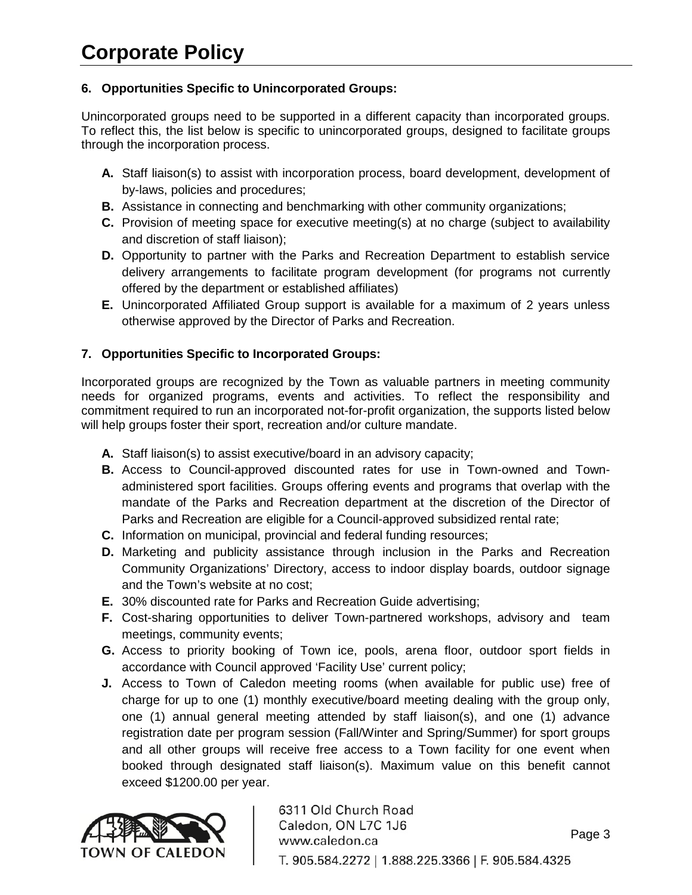**6. Opportunities Specific to Unincorporated Groups:**

Unincorporated groups need to be supported in a different capacity than incorporated groups. To reflect this, the list below is specific to unincorporated groups, designed to facilitate groups through the incorporation process.

- **A.** Staff liaison(s) to assist with incorporation process, board development, development of by-laws, policies and procedures;
- **B.** Assistance in connecting and benchmarking with other community organizations;
- **C.** Provision of meeting space for executive meeting(s) at no charge (subject to availability and discretion of staff liaison);
- **D.** Opportunity to partner with the Parks and Recreation Department to establish service delivery arrangements to facilitate program development (for programs not currently offered by the department or established affiliates)
- **E.** Unincorporated Affiliated Group support is available for a maximum of 2 years unless otherwise approved by the Director of Parks and Recreation.

**7. Opportunities Specific to Incorporated Groups:**

Incorporated groups are recognized by the Town as valuable partners in meeting community needs for organized programs, events and activities. To reflect the responsibility and commitment required to run an incorporated not-for-profit organization, the supports listed below will help groups foster their sport, recreation and/or culture mandate.

- **A.** Staff liaison(s) to assist executive/board in an advisory capacity;
- **B.** Access to Council-approved discounted rates for use in Town-owned and Town-administered sport facilities. Groups offering events and programs that overlap with the mandate of the Parks and Recreation department at the discretion of the Director of Parks and Recreation are eligible for a Council-approved subsidized rental rate;
- **C.** Information on municipal, provincial and federal funding resources;
- **D.** Marketing and publicity assistance through inclusion in the Parks and Recreation Community Organizations' Directory, access to indoor display boards, outdoor signage and the Town's website at no cost;
- **E.** 30% discounted rate for Parks and Recreation Guide advertising;
- **F.** Cost-sharing opportunities to deliver Town-partnered workshops, advisory and team meetings, community events;
- **G.** Access to priority booking of Town ice, pools, arena floor, outdoor sport fields in accordance with Council approved 'Facility Use' current policy;
- **J.** Access to Town of Caledon meeting rooms (when available for public use) free of charge for up to one (1) monthly executive/board meeting dealing with the group only, one (1) annual general meeting attended by staff liaison(s), and one (1) advance registration date per program session (Fall/Winter and Spring/Summer) for sport groups and all other groups will receive free access to a Town facility for one event when booked through designated staff liaison(s). Maximum value on this benefit cannot exceed $1200.00 per year.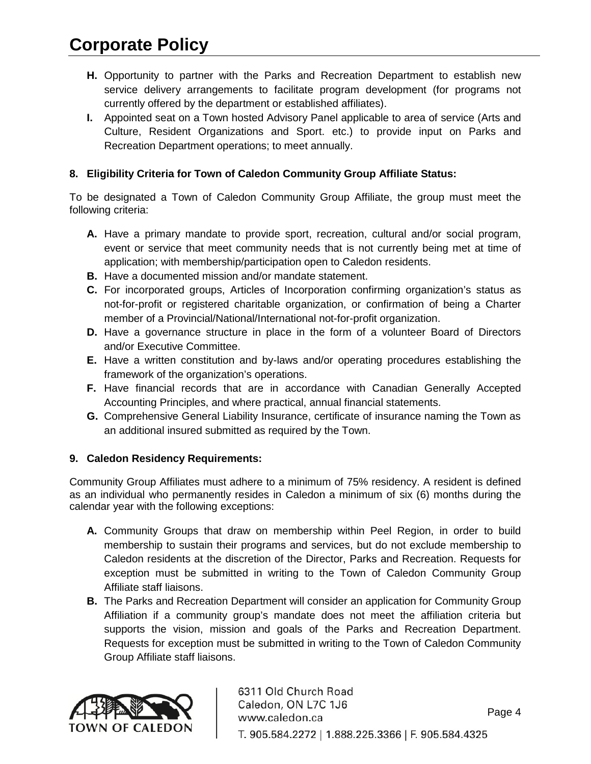- **H.** Opportunity to partner with the Parks and Recreation Department to establish new service delivery arrangements to facilitate program development (for programs not currently offered by the department or established affiliates).
- **I.** Appointed seat on a Town hosted Advisory Panel applicable to area of service (Arts and Culture, Resident Organizations and Sport. etc.) to provide input on Parks and Recreation Department operations; to meet annually.

**8. Eligibility Criteria for Town of Caledon Community Group Affiliate Status:**

To be designated a Town of Caledon Community Group Affiliate, the group must meet the following criteria:

- **A.** Have a primary mandate to provide sport, recreation, cultural and/or social program, event or service that meet community needs that is not currently being met at time of application; with membership/participation open to Caledon residents.
- **B.** Have a documented mission and/or mandate statement.
- **C.** For incorporated groups, Articles of Incorporation confirming organization's status as not-for-profit or registered charitable organization, or confirmation of being a Charter member of a Provincial/National/International not-for-profit organization.
- **D.** Have a governance structure in place in the form of a volunteer Board of Directors and/or Executive Committee.
- **E.** Have a written constitution and by-laws and/or operating procedures establishing the framework of the organization's operations.
- **F.** Have financial records that are in accordance with Canadian Generally Accepted Accounting Principles, and where practical, annual financial statements.
- **G.** Comprehensive General Liability Insurance, certificate of insurance naming the Town as an additional insured submitted as required by the Town.

**9. Caledon Residency Requirements:**

Community Group Affiliates must adhere to a minimum of 75% residency. A resident is defined as an individual who permanently resides in Caledon a minimum of six (6) months during the calendar year with the following exceptions:

- **A.** Community Groups that draw on membership within Peel Region, in order to build membership to sustain their programs and services, but do not exclude membership to Caledon residents at the discretion of the Director, Parks and Recreation. Requests for exception must be submitted in writing to the Town of Caledon Community Group Affiliate staff liaisons.
- **B.** The Parks and Recreation Department will consider an application for Community Group Affiliation if a community group's mandate does not meet the affiliation criteria but supports the vision, mission and goals of the Parks and Recreation Department. Requests for exception must be submitted in writing to the Town of Caledon Community Group Affiliate staff liaisons.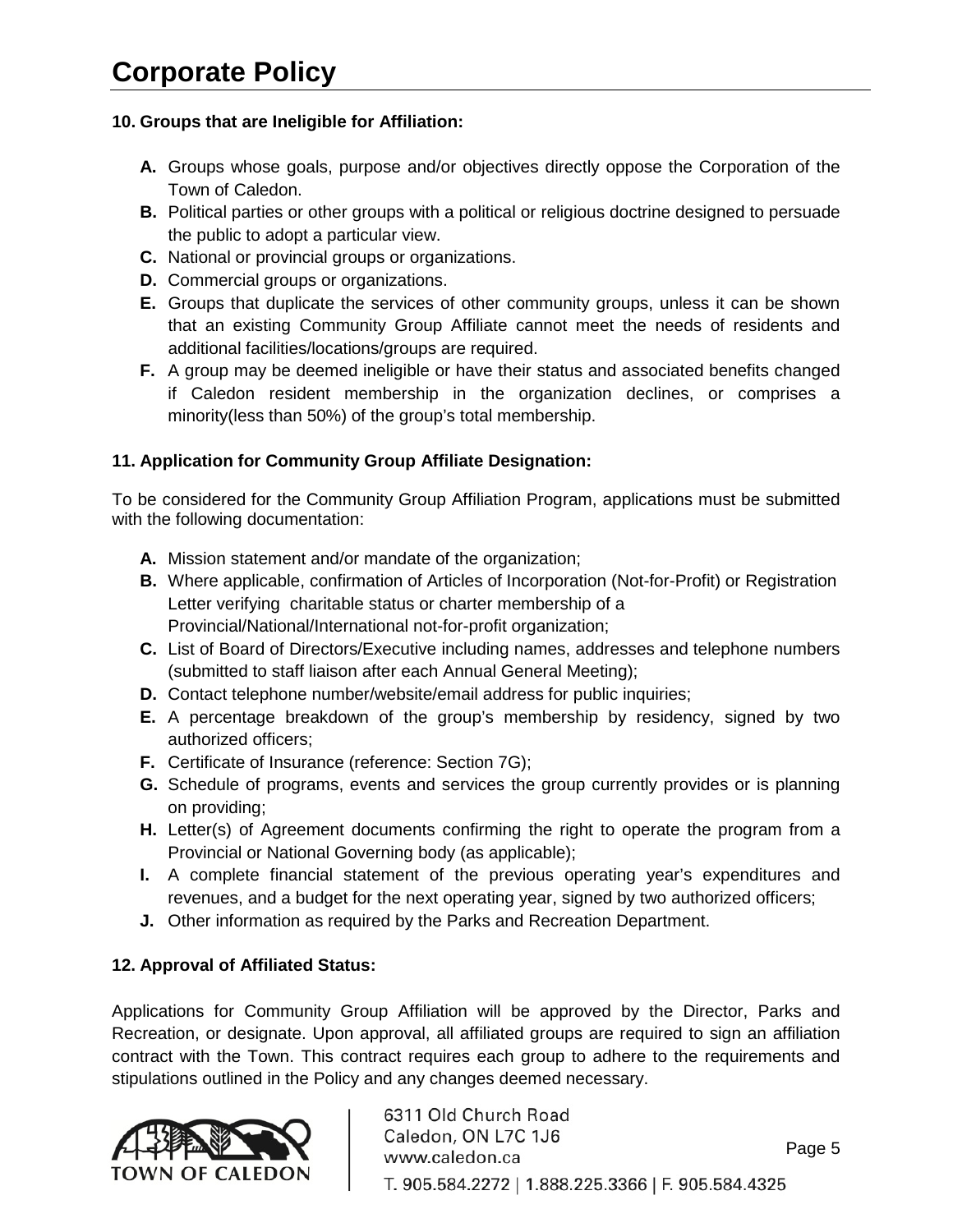**10. Groups that are Ineligible for Affiliation:**

- **A.** Groups whose goals, purpose and/or objectives directly oppose the Corporation of the Town of Caledon.
- **B.** Political parties or other groups with a political or religious doctrine designed to persuade the public to adopt a particular view.
- **C.** National or provincial groups or organizations.
- **D.** Commercial groups or organizations.
- **E.** Groups that duplicate the services of other community groups, unless it can be shown that an existing Community Group Affiliate cannot the needs of residents and additional facilities/locations/groups are required.
- **F.** A group may be deemed ineligible or have their status and associated benefits changed if Caledon resident membership in the organization declines, or comprises a minority(less than 50%) of the group's total membership.

**11. Application for Community Group Affiliate Designation:**

To be considered for the Community Group Affiliation Program, applications must be submitted with the following documentation:

- **A.** Mission statement and/or mandate of the organization;
- **B.** Where applicable, confirmation of Articles of Incorporation (Not-for-Profit) or Registration Letter verifying charitable status or charter membership of a Provincial/National/International not-for-profit organization;
- **C.** List of Board of Directors/Executive including names, addresses and telephone numbers (submitted to staff liaison after each Annual General Meeting);
- **D.** Contact telephone number/website/email address for public inquiries;
- **E.** A percentage breakdown of the group's membership by residency, signed by two authorized officers;
- **F.** Certificate of Insurance (reference: Section 7G);
- **G.** Schedule of programs, events and services the group currently provides or is planning on providing;
- **H.** Letter(s) of Agreement documents confirming the right to operate the program from a Provincial or National Governing body (as applicable);
- **I.** A complete financial statement of the previous operating year's expenditures and revenues, and a budget for the next operating year, signed by two authorized officers;
- **J.** Other information as required by the Parks and Recreation Department.

**12. Approval of Affiliated Status:**

Applications for Community Group Affiliation will be approved by the Director, Parks and Recreation, or designate. Upon approval, all affiliated groups are required to sign an affiliation contract with the Town. This contract requires each group to adhere to the requirements and stipulations outlined in the Policy and any changes deemed necessary.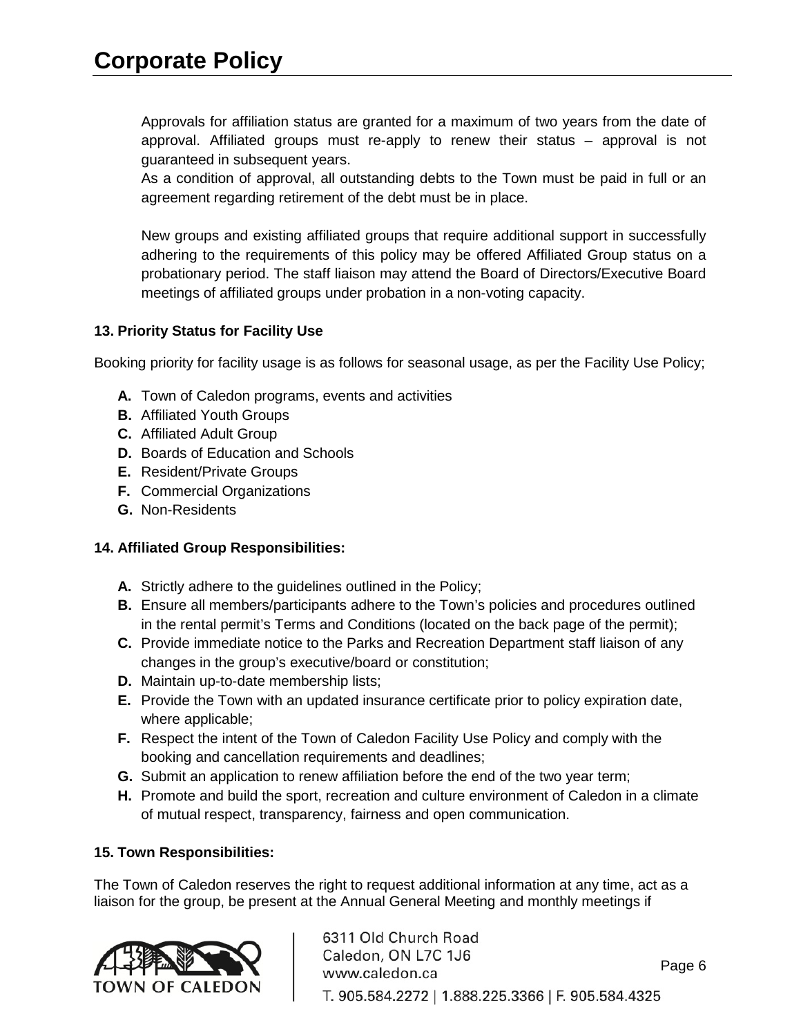Approvals for affiliation status are granted for a maximum of two years from the date of approval. Affiliated groups must re-apply to renew their status – approval is not guaranteed in subsequent years.
As a condition of approval, all outstanding debts to the Town must be paid in full or an agreement regarding retirement of the debt must be in place.

New groups and existing affiliated groups that require additional support in successfully adhering to the requirements of this policy may be offered Affiliated Group status on a probationary period. The staff liaison may attend the Board of Directors/Executive Board meetings of affiliated groups under probation in a non-voting capacity.

**13. Priority Status for Facility Use**

Booking priority for facility usage is as follows for seasonal usage, as per the Facility Use Policy;

- **A.** Town of Caledon programs, events and activities
- **B.** Affiliated Youth Groups
- **C.** Affiliated Adult Group
- **D.** Boards of Education and Schools
- **E.** Resident/Private Groups
- **F.** Commercial Organizations
- **G.** Non-Residents

**14. Affiliated Group Responsibilities:**

- **A.** Strictly adhere to the guidelines outlined in the Policy;
- **B.** Ensure all members/participants adhere to the Town's policies and procedures outlined in the rental permit's Terms and Conditions (located on the back page of the permit);
- **C.** Provide immediate notice to the Parks and Recreation Department staff liaison of any changes in the group's executive/board or constitution;
- **D.** Maintain up-to-date membership lists;
- **E.** Provide the Town with an updated insurance certificate prior to policy expiration date, where applicable;
- **F.** Respect the intent of the Town of Caledon Facility Use Policy and comply with the booking and cancellation requirements and deadlines;
- **G.** Submit an application to renew affiliation before the end of the two year term;
- **H.** Promote and build the sport, recreation and culture environment of Caledon in a climate of mutual respect, transparency, fairness and open communication.

**15. Town Responsibilities:**

The Town of Caledon reserves the right to request additional information at any time, act as a liaison for the group, be present at the Annual General Meeting and monthly meetings if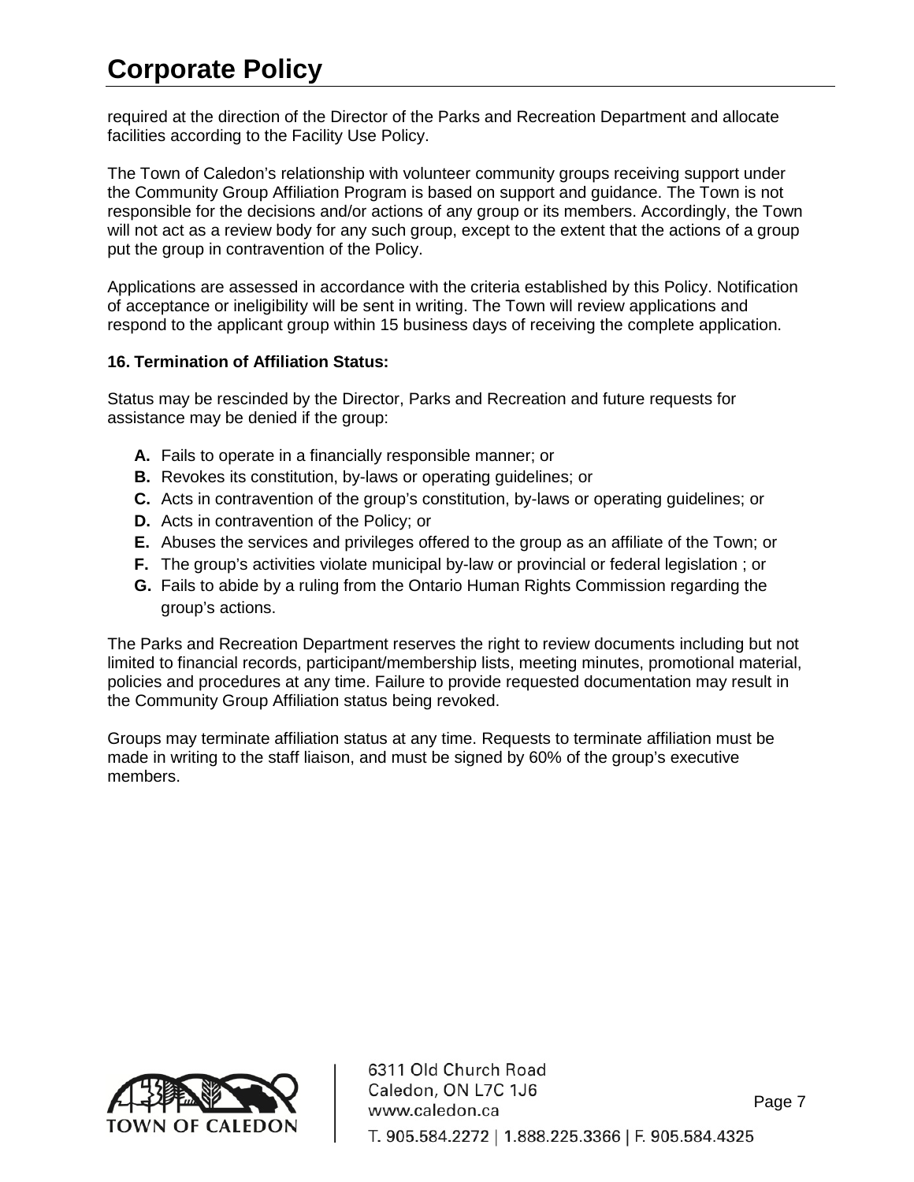required at the direction of the Director of the Parks and Recreation Department and allocate facilities according to the Facility Use Policy.

The Town of Caledon's relationship with volunteer community groups receiving support under the Community Group Affiliation Program is based on support and guidance. The Town is not responsible for the decisions and/or actions of any group or its members. Accordingly, the Town will not act as a review body for any such group, except to the extent that the actions of a group put the group in contravention of the Policy.

Applications are assessed in accordance with the criteria established by this Policy. Notification of acceptance or ineligibility will be sent in writing. The Town will review applications and respond to the applicant group within 15 business days of receiving the complete application.

**16. Termination of Affiliation Status:**

Status may be rescinded by the Director, Parks and Recreation and future requests for assistance may be denied if the group:

- **A.** Fails to operate in a financially responsible manner; or
- **B.** Revokes its constitution, by-laws or operating guidelines; or
- **C.** Acts in contravention of the group's constitution, by-laws or operating guidelines; or
- **D.** Acts in contravention of the Policy; or
- **E.** Abuses the services and privileges offered to the group as an affiliate of the Town; or
- **F.** The group's activities violate municipal by-law or provincial or federal legislation ; or
- **G.** Fails to abide by a ruling from the Ontario Human Rights Commission regarding the group's actions.

The Parks and Recreation Department reserves the right to review documents including but not limited to financial records, participant/membership lists, meeting minutes, promotional material, policies and procedures at any time. Failure to provide requested documentation may result in the Community Group Affiliation status being revoked.

Groups may terminate affiliation status at any time. Requests to terminate affiliation must be made in writing to the staff liaison, and must be signed by 60% of the group's executive members.